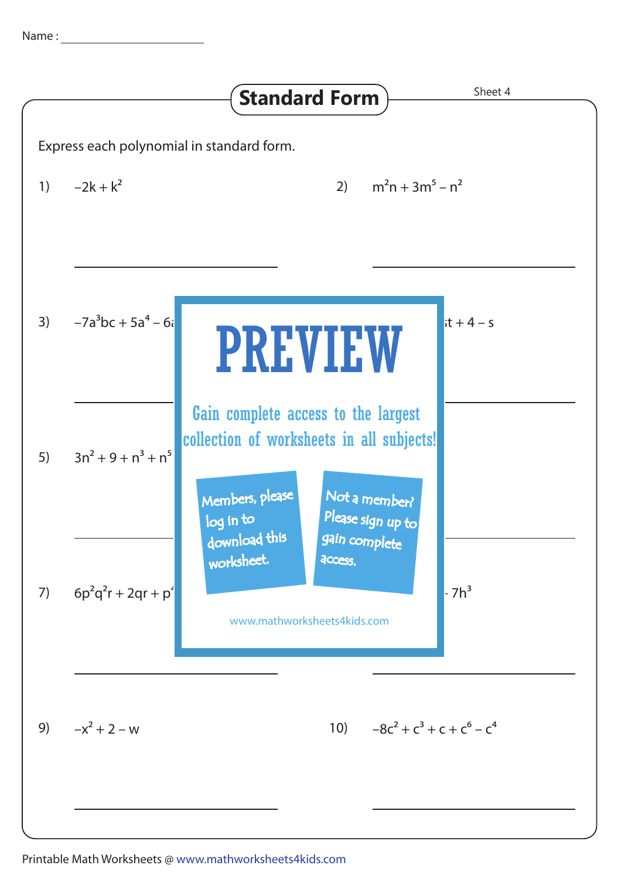Name : ______________________

# Standard Form

Sheet 4

Express each polynomial in standard form.

1) $-2k + k^2$

2) $m^2n + 3m^5 - n^2$

3) $-7a^3bc + 5a^4 - 6$

4) $t + 4 - s$

5) $3n^2 + 9 + n^3 + n^5$

7) $6p^2q^2r + 2qr + p$

8) $- 7h^3$

# PREVIEW

Gain complete access to the largest collection of worksheets in all subjects!

Members, please log in to download this worksheet.

Not a member? Please sign up to gain complete access.

www.mathworksheets4kids.com

9) $-x^2 + 2 - w$

10) $-8c^2 + c^3 + c + c^6 - c^4$

Printable Math Worksheets @ www.mathworksheets4kids.com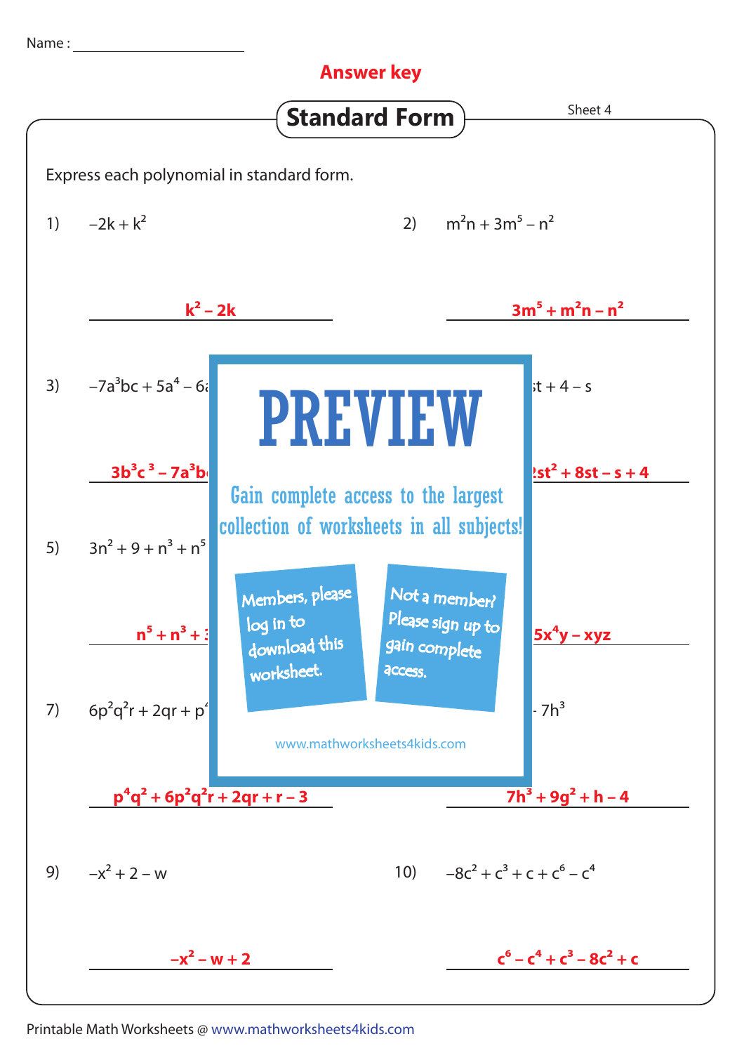Name : ____________________

**Answer key**

# Standard Form

Sheet 4

Express each polynomial in standard form.

1) $-2k + k^2$

**$k^2 - 2k$**

2) $m^2n + 3m^5 - n^2$

**$3m^5 + m^2n - n^2$**

3) $-7a^3bc + 5a^4 - 6a$

**$3b^3c^3 - 7a^3b$**

4) $t + 4 - s$

**$st^2 + 8st - s + 4$**

5) $3n^2 + 9 + n^3 + n^5$

**$n^5 + n^3 + 3$**

6)

**$5x^4y - xyz$**

7) $6p^2q^2r + 2qr + p^4$

**$p^4q^2 + 6p^2q^2r + 2qr + r - 3$**

8) $- 7h^3$

**$7h^3 + 9g^2 + h - 4$**

9) $-x^2 + 2 - w$

**$-x^2 - w + 2$**

10) $-8c^2 + c^3 + c + c^6 - c^4$

**$c^6 - c^4 + c^3 - 8c^2 + c$**

PREVIEW

Gain complete access to the largest collection of worksheets in all subjects!

Members, please log in to download this worksheet.

Not a member? Please sign up to gain complete access.

www.mathworksheets4kids.com